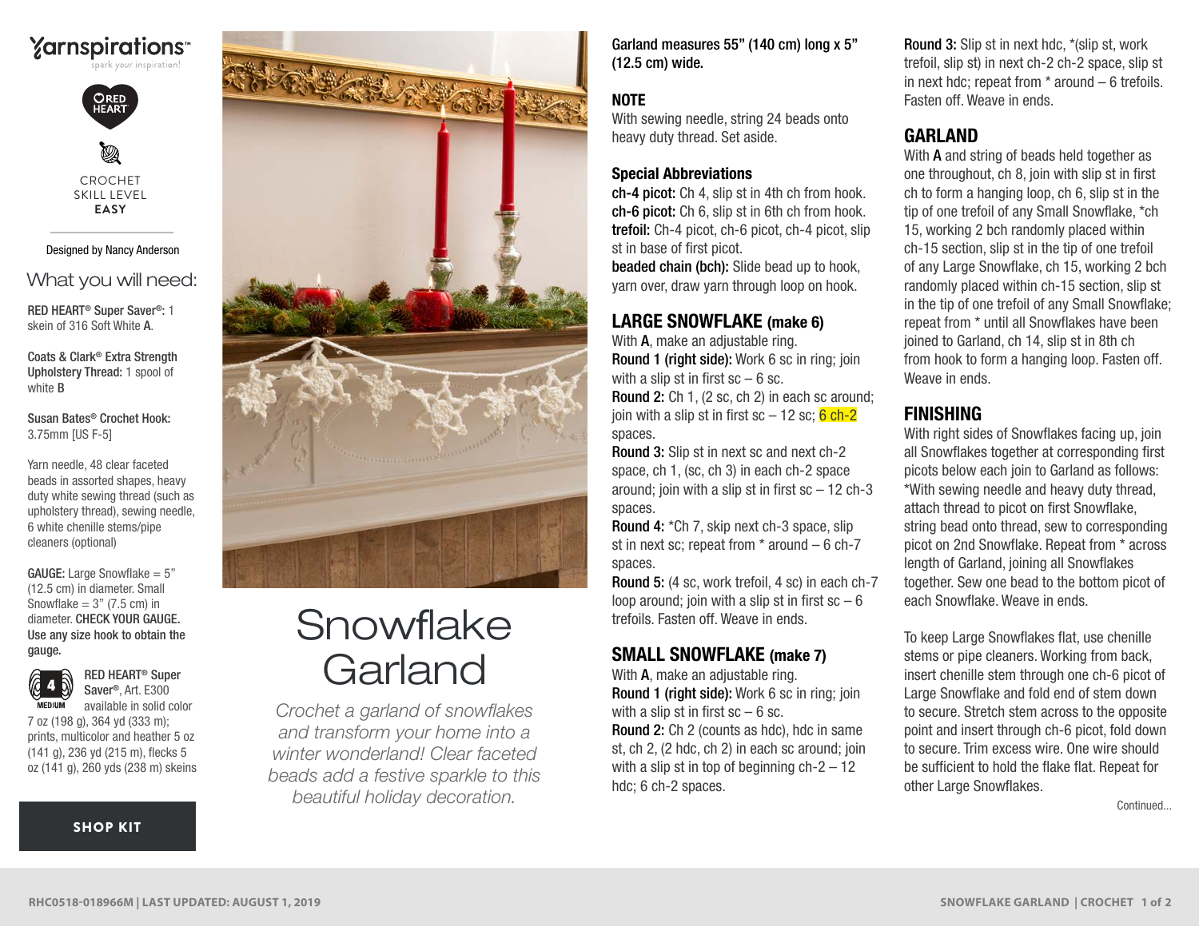Yarnspirations™

spark your inspiration!

RED HEART

CROCHET
SKILL LEVEL
**EASY**

Designed by Nancy Anderson

## What you will need:

**RED HEART® Super Saver®:** 1 skein of 316 Soft White **A**.

**Coats & Clark® Extra Strength Upholstery Thread:** 1 spool of white **B**

**Susan Bates® Crochet Hook:** 3.75mm [US F-5]

Yarn needle, 48 clear faceted beads in assorted shapes, heavy duty white sewing thread (such as upholstery thread), sewing needle, 6 white chenille stems/pipe cleaners (optional)

**GAUGE:** Large Snowflake = 5" (12.5 cm) in diameter. Small Snowflake = 3" (7.5 cm) in diameter. **CHECK YOUR GAUGE. Use any size hook to obtain the gauge.**

4 MEDIUM

**RED HEART® Super Saver®**, Art. E300 available in solid color 7 oz (198 g), 364 yd (333 m); prints, multicolor and heather 5 oz (141 g), 236 yd (215 m), flecks 5 oz (141 g), 260 yds (238 m) skeins

**SHOP KIT**

# Snowflake Garland

*Crochet a garland of snowflakes and transform your home into a winter wonderland! Clear faceted beads add a festive sparkle to this beautiful holiday decoration.*

**Garland measures 55" (140 cm) long x 5" (12.5 cm) wide.**

### NOTE

With sewing needle, string 24 beads onto heavy duty thread. Set aside.

### Special Abbreviations

**ch-4 picot:** Ch 4, slip st in 4th ch from hook.
**ch-6 picot:** Ch 6, slip st in 6th ch from hook.
**trefoil:** Ch-4 picot, ch-6 picot, ch-4 picot, slip st in base of first picot.
**beaded chain (bch):** Slide bead up to hook, yarn over, draw yarn through loop on hook.

## LARGE SNOWFLAKE (make 6)

With **A**, make an adjustable ring.
**Round 1 (right side):** Work 6 sc in ring; join with a slip st in first sc – 6 sc.
**Round 2:** Ch 1, (2 sc, ch 2) in each sc around; join with a slip st in first sc – 12 sc; 6 ch-2 spaces.
**Round 3:** Slip st in next sc and next ch-2 space, ch 1, (sc, ch 3) in each ch-2 space around; join with a slip st in first sc – 12 ch-3 spaces.
**Round 4:** *Ch 7, skip next ch-3 space, slip st in next sc; repeat from * around – 6 ch-7 spaces.
**Round 5:** (4 sc, work trefoil, 4 sc) in each ch-7 loop around; join with a slip st in first sc – 6 trefoils. Fasten off. Weave in ends.

## SMALL SNOWFLAKE (make 7)

With **A**, make an adjustable ring.
**Round 1 (right side):** Work 6 sc in ring; join with a slip st in first sc – 6 sc.
**Round 2:** Ch 2 (counts as hdc), hdc in same st, ch 2, (2 hdc, ch 2) in each sc around; join with a slip st in top of beginning ch-2 – 12 hdc; 6 ch-2 spaces.
**Round 3:** Slip st in next hdc, *(slip st, work trefoil, slip st) in next ch-2 ch-2 space, slip st in next hdc; repeat from * around – 6 trefoils. Fasten off. Weave in ends.

## GARLAND

With **A** and string of beads held together as one throughout, ch 8, join with slip st in first ch to form a hanging loop, ch 6, slip st in the tip of one trefoil of any Small Snowflake, *ch 15, working 2 bch randomly placed within ch-15 section, slip st in the tip of one trefoil of any Large Snowflake, ch 15, working 2 bch randomly placed within ch-15 section, slip st in the tip of one trefoil of any Small Snowflake; repeat from * until all Snowflakes have been joined to Garland, ch 14, slip st in 8th ch from hook to form a hanging loop. Fasten off. Weave in ends.

## FINISHING

With right sides of Snowflakes facing up, join all Snowflakes together at corresponding first picots below each join to Garland as follows: *With sewing needle and heavy duty thread, attach thread to picot on first Snowflake, string bead onto thread, sew to corresponding picot on 2nd Snowflake. Repeat from * across length of Garland, joining all Snowflakes together. Sew one bead to the bottom picot of each Snowflake. Weave in ends.

To keep Large Snowflakes flat, use chenille stems or pipe cleaners. Working from back, insert chenille stem through one ch-6 picot of Large Snowflake and fold end of stem down to secure. Stretch stem across to the opposite point and insert through ch-6 picot, fold down to secure. Trim excess wire. One wire should be sufficient to hold the flake flat. Repeat for other Large Snowflakes.

Continued...

RHC0518-018966M | LAST UPDATED: AUGUST 1, 2019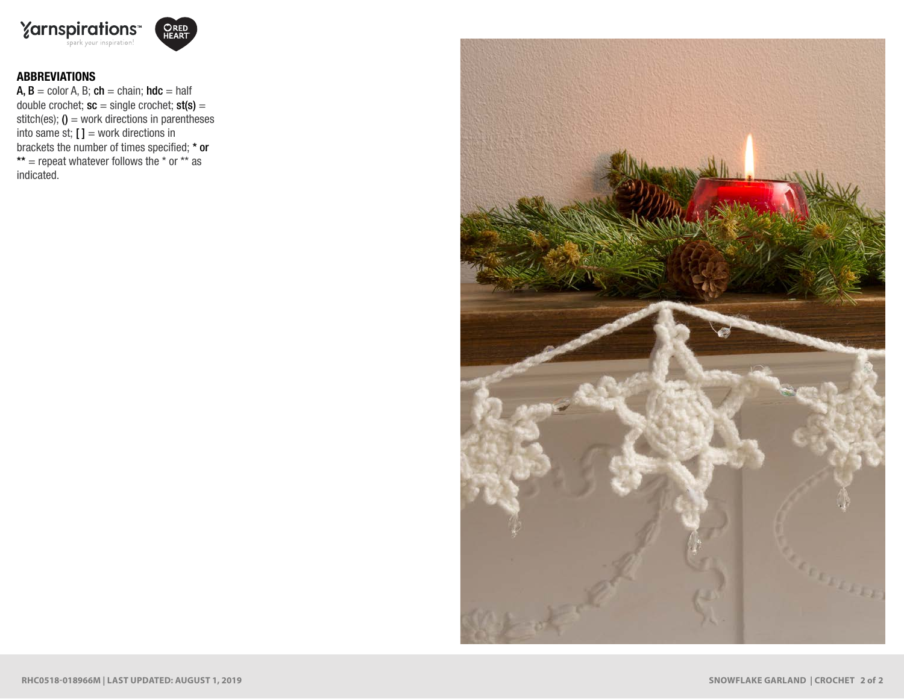## ABBREVIATIONS

**A, B** = color A, B; **ch** = chain; **hdc** = half double crochet; **sc** = single crochet; **st(s)** = stitch(es); **()** = work directions in parentheses into same st; **[ ]** = work directions in brackets the number of times specified; *** or **** = repeat whatever follows the * or ** as indicated.